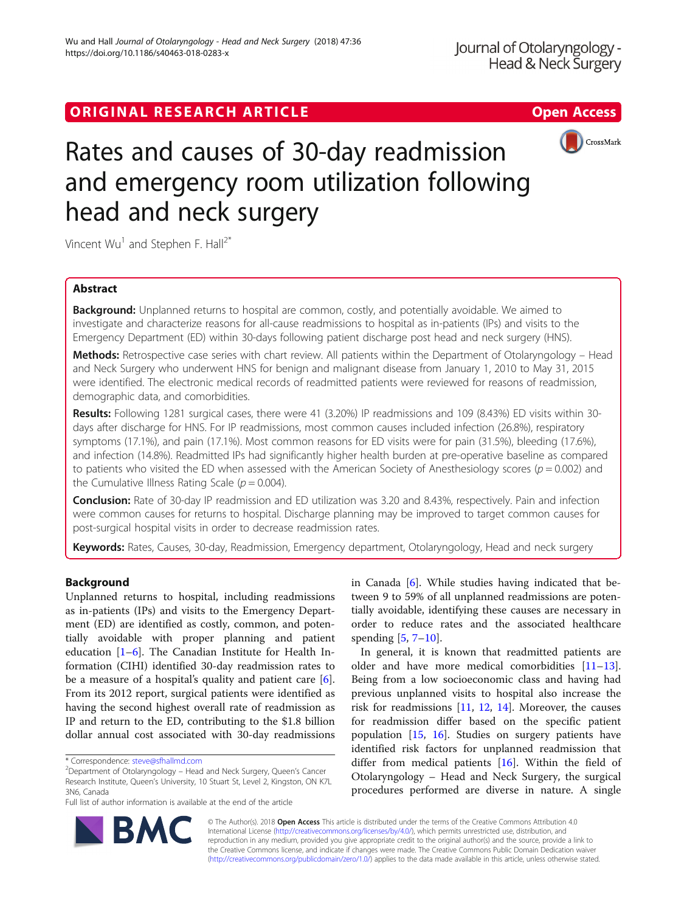ORIGINAL RESEARCH ARTICLE

Open Access

# Rates and causes of 30-day readmission and emergency room utilization following head and neck surgery

Vincent Wu[1] and Stephen F. Hall[2*]

## Abstract

**Background:** Unplanned returns to hospital are common, costly, and potentially avoidable. We aimed to investigate and characterize reasons for all-cause readmissions to hospital as in-patients (IPs) and visits to the Emergency Department (ED) within 30-days following patient discharge post head and neck surgery (HNS).

**Methods:** Retrospective case series with chart review. All patients within the Department of Otolaryngology – Head and Neck Surgery who underwent HNS for benign and malignant disease from January 1, 2010 to May 31, 2015 were identified. The electronic medical records of readmitted patients were reviewed for reasons of readmission, demographic data, and comorbidities.

**Results:** Following 1281 surgical cases, there were 41 (3.20%) IP readmissions and 109 (8.43%) ED visits within 30-days after discharge for HNS. For IP readmissions, most common causes included infection (26.8%), respiratory symptoms (17.1%), and pain (17.1%). Most common reasons for ED visits were for pain (31.5%), bleeding (17.6%), and infection (14.8%). Readmitted IPs had significantly higher health burden at pre-operative baseline as compared to patients who visited the ED when assessed with the American Society of Anesthesiology scores ($p = 0.002$) and the Cumulative Illness Rating Scale ($p = 0.004$).

**Conclusion:** Rate of 30-day IP readmission and ED utilization was 3.20 and 8.43%, respectively. Pain and infection were common causes for returns to hospital. Discharge planning may be improved to target common causes for post-surgical hospital visits in order to decrease readmission rates.

**Keywords:** Rates, Causes, 30-day, Readmission, Emergency department, Otolaryngology, Head and neck surgery

## Background

Unplanned returns to hospital, including readmissions as in-patients (IPs) and visits to the Emergency Department (ED) are identified as costly, common, and potentially avoidable with proper planning and patient education [1–6]. The Canadian Institute for Health Information (CIHI) identified 30-day readmission rates to be a measure of a hospital's quality and patient care [6]. From its 2012 report, surgical patients were identified as having the second highest overall rate of readmission as IP and return to the ED, contributing to the $1.8 billion dollar annual cost associated with 30-day readmissions in Canada [6]. While studies having indicated that between 9 to 59% of all unplanned readmissions are potentially avoidable, identifying these causes are necessary in order to reduce rates and the associated healthcare spending [5, 7–10].

In general, it is known that readmitted patients are older and have more medical comorbidities [11–13]. Being from a low socioeconomic class and having had previous unplanned visits to hospital also increase the risk for readmissions [11, 12, 14]. Moreover, the causes for readmission differ based on the specific patient population [15, 16]. Studies on surgery patients have identified risk factors for unplanned readmission that differ from medical patients [16]. Within the field of Otolaryngology – Head and Neck Surgery, the surgical procedures performed are diverse in nature. A single

* Correspondence: steve@sfhallmd.com
[2]Department of Otolaryngology – Head and Neck Surgery, Queen's Cancer Research Institute, Queen's University, 10 Stuart St, Level 2, Kingston, ON K7L 3N6, Canada
Full list of author information is available at the end of the article

© The Author(s). 2018 **Open Access** This article is distributed under the terms of the Creative Commons Attribution 4.0 International License (http://creativecommons.org/licenses/by/4.0/), which permits unrestricted use, distribution, and reproduction in any medium, provided you give appropriate credit to the original author(s) and the source, provide a link to the Creative Commons license, and indicate if changes were made. The Creative Commons Public Domain Dedication waiver (http://creativecommons.org/publicdomain/zero/1.0/) applies to the data made available in this article, unless otherwise stated.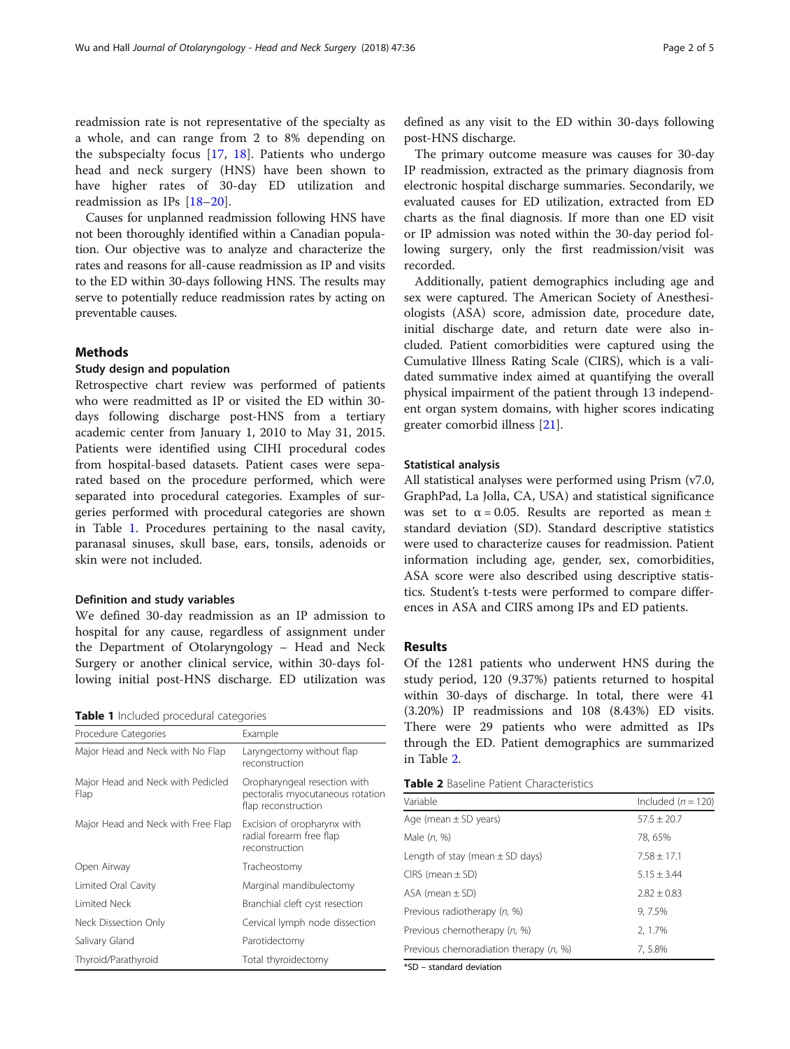readmission rate is not representative of the specialty as a whole, and can range from 2 to 8% depending on the subspecialty focus [17, 18]. Patients who undergo head and neck surgery (HNS) have been shown to have higher rates of 30-day ED utilization and readmission as IPs [18–20].

Causes for unplanned readmission following HNS have not been thoroughly identified within a Canadian population. Our objective was to analyze and characterize the rates and reasons for all-cause readmission as IP and visits to the ED within 30-days following HNS. The results may serve to potentially reduce readmission rates by acting on preventable causes.

## Methods

### Study design and population

Retrospective chart review was performed of patients who were readmitted as IP or visited the ED within 30-days following discharge post-HNS from a tertiary academic center from January 1, 2010 to May 31, 2015. Patients were identified using CIHI procedural codes from hospital-based datasets. Patient cases were separated based on the procedure performed, which were separated into procedural categories. Examples of surgeries performed with procedural categories are shown in Table 1. Procedures pertaining to the nasal cavity, paranasal sinuses, skull base, ears, tonsils, adenoids or skin were not included.

### Definition and study variables

We defined 30-day readmission as an IP admission to hospital for any cause, regardless of assignment under the Department of Otolaryngology – Head and Neck Surgery or another clinical service, within 30-days following initial post-HNS discharge. ED utilization was defined as any visit to the ED within 30-days following post-HNS discharge.

**Table 1** Included procedural categories

| Procedure Categories | Example |
|---|---|
| Major Head and Neck with No Flap | Laryngectomy without flap reconstruction |
| Major Head and Neck with Pedicled Flap | Oropharyngeal resection with pectoralis myocutaneous rotation flap reconstruction |
| Major Head and Neck with Free Flap | Excision of oropharynx with radial forearm free flap reconstruction |
| Open Airway | Tracheostomy |
| Limited Oral Cavity | Marginal mandibulectomy |
| Limited Neck | Branchial cleft cyst resection |
| Neck Dissection Only | Cervical lymph node dissection |
| Salivary Gland | Parotidectomy |
| Thyroid/Parathyroid | Total thyroidectomy |

The primary outcome measure was causes for 30-day IP readmission, extracted as the primary diagnosis from electronic hospital discharge summaries. Secondarily, we evaluated causes for ED utilization, extracted from ED charts as the final diagnosis. If more than one ED visit or IP admission was noted within the 30-day period following surgery, only the first readmission/visit was recorded.

Additionally, patient demographics including age and sex were captured. The American Society of Anesthesiologists (ASA) score, admission date, procedure date, initial discharge date, and return date were also included. Patient comorbidities were captured using the Cumulative Illness Rating Scale (CIRS), which is a validated summative index aimed at quantifying the overall physical impairment of the patient through 13 independent organ system domains, with higher scores indicating greater comorbid illness [21].

### Statistical analysis

All statistical analyses were performed using Prism (v7.0, GraphPad, La Jolla, CA, USA) and statistical significance was set to $\alpha = 0.05$. Results are reported as mean ± standard deviation (SD). Standard descriptive statistics were used to characterize causes for readmission. Patient information including age, gender, sex, comorbidities, ASA score were also described using descriptive statistics. Student's t-tests were performed to compare differences in ASA and CIRS among IPs and ED patients.

## Results

Of the 1281 patients who underwent HNS during the study period, 120 (9.37%) patients returned to hospital within 30-days of discharge. In total, there were 41 (3.20%) IP readmissions and 108 (8.43%) ED visits. There were 29 patients who were admitted as IPs through the ED. Patient demographics are summarized in Table 2.

**Table 2** Baseline Patient Characteristics

| Variable | Included (*n* = 120) |
|---|---|
| Age (mean ± SD years) | 57.5 ± 20.7 |
| Male (*n*, %) | 78, 65% |
| Length of stay (mean ± SD days) | 7.58 ± 17.1 |
| CIRS (mean ± SD) | 5.15 ± 3.44 |
| ASA (mean ± SD) | 2.82 ± 0.83 |
| Previous radiotherapy (*n*, %) | 9, 7.5% |
| Previous chemotherapy (*n*, %) | 2, 1.7% |
| Previous chemoradiation therapy (*n*, %) | 7, 5.8% |

*SD – standard deviation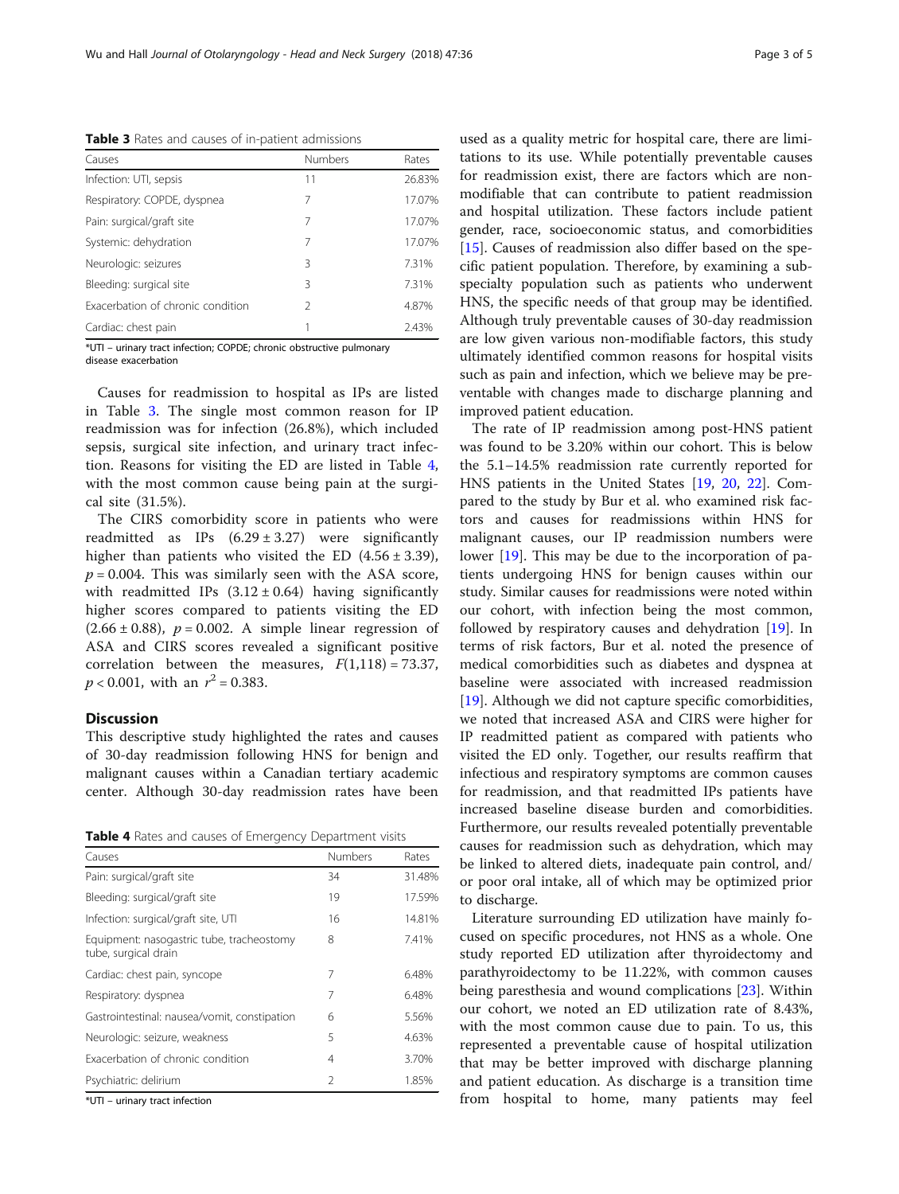**Table 3** Rates and causes of in-patient admissions

| Causes | Numbers | Rates |
| --- | --- | --- |
| Infection: UTI, sepsis | 11 | 26.83% |
| Respiratory: COPDE, dyspnea | 7 | 17.07% |
| Pain: surgical/graft site | 7 | 17.07% |
| Systemic: dehydration | 7 | 17.07% |
| Neurologic: seizures | 3 | 7.31% |
| Bleeding: surgical site | 3 | 7.31% |
| Exacerbation of chronic condition | 2 | 4.87% |
| Cardiac: chest pain | 1 | 2.43% |

*UTI – urinary tract infection; COPDE; chronic obstructive pulmonary disease exacerbation

Causes for readmission to hospital as IPs are listed in Table 3. The single most common reason for IP readmission was for infection (26.8%), which included sepsis, surgical site infection, and urinary tract infection. Reasons for visiting the ED are listed in Table 4, with the most common cause being pain at the surgical site (31.5%).

The CIRS comorbidity score in patients who were readmitted as IPs ($6.29 \pm 3.27$) were significantly higher than patients who visited the ED ($4.56 \pm 3.39$), $p = 0.004$. This was similarly seen with the ASA score, with readmitted IPs ($3.12 \pm 0.64$) having significantly higher scores compared to patients visiting the ED ($2.66 \pm 0.88$), $p = 0.002$. A simple linear regression of ASA and CIRS scores revealed a significant positive correlation between the measures, $F(1,118) = 73.37$, $p < 0.001$, with an $r^2 = 0.383$.

## Discussion

This descriptive study highlighted the rates and causes of 30-day readmission following HNS for benign and malignant causes within a Canadian tertiary academic center. Although 30-day readmission rates have been used as a quality metric for hospital care, there are limitations to its use. While potentially preventable causes for readmission exist, there are factors which are non-modifiable that can contribute to patient readmission and hospital utilization. These factors include patient gender, race, socioeconomic status, and comorbidities [15]. Causes of readmission also differ based on the specific patient population. Therefore, by examining a subspecialty population such as patients who underwent HNS, the specific needs of that group may be identified. Although truly preventable causes of 30-day readmission are low given various non-modifiable factors, this study ultimately identified common reasons for hospital visits such as pain and infection, which we believe may be preventable with changes made to discharge planning and improved patient education.

The rate of IP readmission among post-HNS patient was found to be 3.20% within our cohort. This is below the 5.1–14.5% readmission rate currently reported for HNS patients in the United States [19, 20, 22]. Compared to the study by Bur et al. who examined risk factors and causes for readmissions within HNS for malignant causes, our IP readmission numbers were lower [19]. This may be due to the incorporation of patients undergoing HNS for benign causes within our study. Similar causes for readmissions were noted within our cohort, with infection being the most common, followed by respiratory causes and dehydration [19]. In terms of risk factors, Bur et al. noted the presence of medical comorbidities such as diabetes and dyspnea at baseline were associated with increased readmission [19]. Although we did not capture specific comorbidities, we noted that increased ASA and CIRS were higher for IP readmitted patient as compared with patients who visited the ED only. Together, our results reaffirm that infectious and respiratory symptoms are common causes for readmission, and that readmitted IPs patients have increased baseline disease burden and comorbidities. Furthermore, our results revealed potentially preventable causes for readmission such as dehydration, which may be linked to altered diets, inadequate pain control, and/or poor oral intake, all of which may be optimized prior to discharge.

Literature surrounding ED utilization have mainly focused on specific procedures, not HNS as a whole. One study reported ED utilization after thyroidectomy and parathyroidectomy to be 11.22%, with common causes being paresthesia and wound complications [23]. Within our cohort, we noted an ED utilization rate of 8.43%, with the most common cause due to pain. To us, this represented a preventable cause of hospital utilization that may be better improved with discharge planning and patient education. As discharge is a transition time from hospital to home, many patients may feel

**Table 4** Rates and causes of Emergency Department visits

| Causes | Numbers | Rates |
| --- | --- | --- |
| Pain: surgical/graft site | 34 | 31.48% |
| Bleeding: surgical/graft site | 19 | 17.59% |
| Infection: surgical/graft site, UTI | 16 | 14.81% |
| Equipment: nasogastric tube, tracheostomy tube, surgical drain | 8 | 7.41% |
| Cardiac: chest pain, syncope | 7 | 6.48% |
| Respiratory: dyspnea | 7 | 6.48% |
| Gastrointestinal: nausea/vomit, constipation | 6 | 5.56% |
| Neurologic: seizure, weakness | 5 | 4.63% |
| Exacerbation of chronic condition | 4 | 3.70% |
| Psychiatric: delirium | 2 | 1.85% |

*UTI – urinary tract infection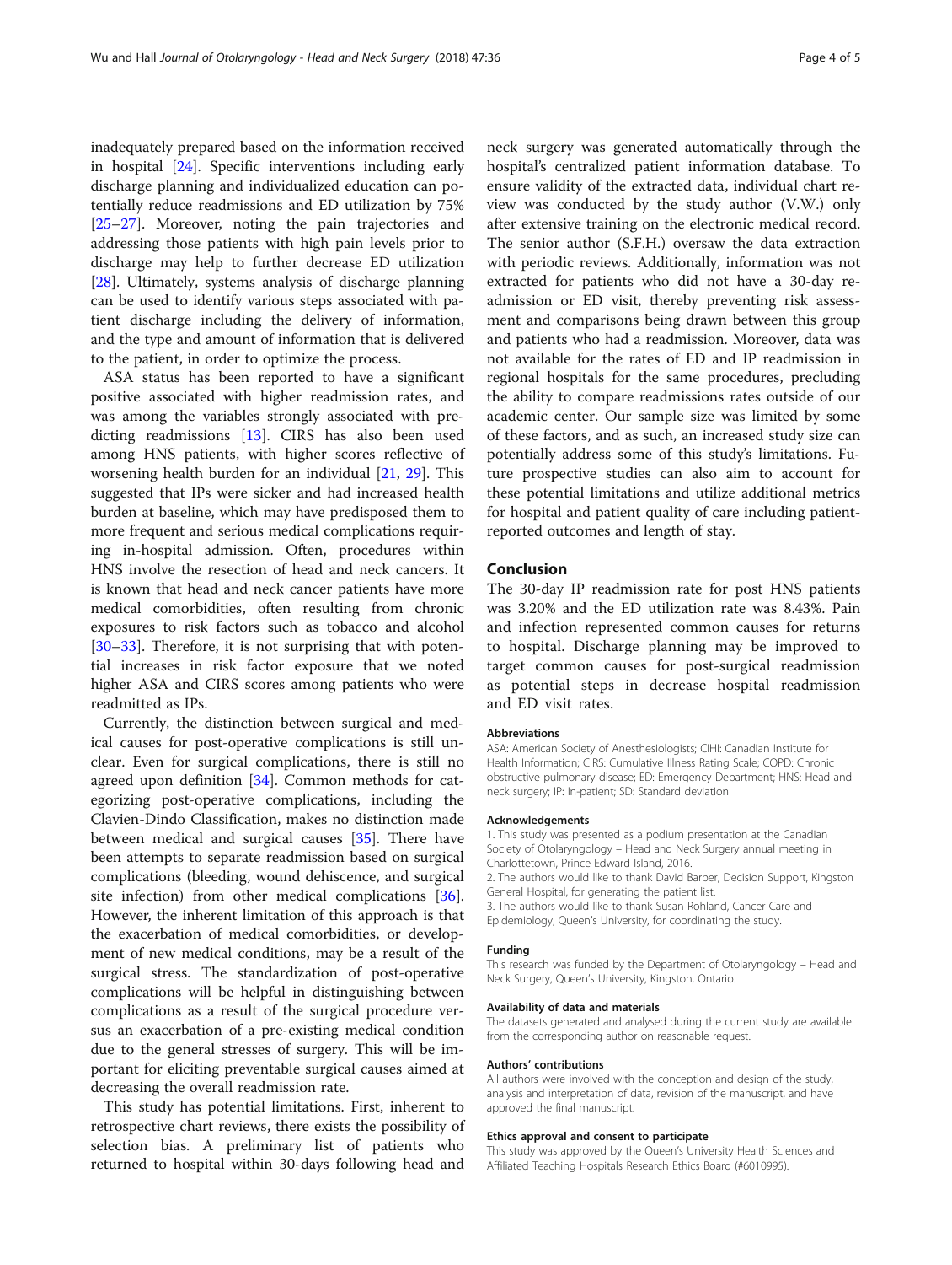inadequately prepared based on the information received in hospital [24]. Specific interventions including early discharge planning and individualized education can potentially reduce readmissions and ED utilization by 75% [25–27]. Moreover, noting the pain trajectories and addressing those patients with high pain levels prior to discharge may help to further decrease ED utilization [28]. Ultimately, systems analysis of discharge planning can be used to identify various steps associated with patient discharge including the delivery of information, and the type and amount of information that is delivered to the patient, in order to optimize the process.

ASA status has been reported to have a significant positive associated with higher readmission rates, and was among the variables strongly associated with predicting readmissions [13]. CIRS has also been used among HNS patients, with higher scores reflective of worsening health burden for an individual [21, 29]. This suggested that IPs were sicker and had increased health burden at baseline, which may have predisposed them to more frequent and serious medical complications requiring in-hospital admission. Often, procedures within HNS involve the resection of head and neck cancers. It is known that head and neck cancer patients have more medical comorbidities, often resulting from chronic exposures to risk factors such as tobacco and alcohol [30–33]. Therefore, it is not surprising that with potential increases in risk factor exposure that we noted higher ASA and CIRS scores among patients who were readmitted as IPs.

Currently, the distinction between surgical and medical causes for post-operative complications is still unclear. Even for surgical complications, there is still no agreed upon definition [34]. Common methods for categorizing post-operative complications, including the Clavien-Dindo Classification, makes no distinction made between medical and surgical causes [35]. There have been attempts to separate readmission based on surgical complications (bleeding, wound dehiscence, and surgical site infection) from other medical complications [36]. However, the inherent limitation of this approach is that the exacerbation of medical comorbidities, or development of new medical conditions, may be a result of the surgical stress. The standardization of post-operative complications will be helpful in distinguishing between complications as a result of the surgical procedure versus an exacerbation of a pre-existing medical condition due to the general stresses of surgery. This will be important for eliciting preventable surgical causes aimed at decreasing the overall readmission rate.

This study has potential limitations. First, inherent to retrospective chart reviews, there exists the possibility of selection bias. A preliminary list of patients who returned to hospital within 30-days following head and neck surgery was generated automatically through the hospital's centralized patient information database. To ensure validity of the extracted data, individual chart review was conducted by the study author (V.W.) only after extensive training on the electronic medical record. The senior author (S.F.H.) oversaw the data extraction with periodic reviews. Additionally, information was not extracted for patients who did not have a 30-day readmission or ED visit, thereby preventing risk assessment and comparisons being drawn between this group and patients who had a readmission. Moreover, data was not available for the rates of ED and IP readmission in regional hospitals for the same procedures, precluding the ability to compare readmissions rates outside of our academic center. Our sample size was limited by some of these factors, and as such, an increased study size can potentially address some of this study's limitations. Future prospective studies can also aim to account for these potential limitations and utilize additional metrics for hospital and patient quality of care including patient-reported outcomes and length of stay.

## Conclusion

The 30-day IP readmission rate for post HNS patients was 3.20% and the ED utilization rate was 8.43%. Pain and infection represented common causes for returns to hospital. Discharge planning may be improved to target common causes for post-surgical readmission as potential steps in decrease hospital readmission and ED visit rates.

#### Abbreviations

ASA: American Society of Anesthesiologists; CIHI: Canadian Institute for Health Information; CIRS: Cumulative Illness Rating Scale; COPD: Chronic obstructive pulmonary disease; ED: Emergency Department; HNS: Head and neck surgery; IP: In-patient; SD: Standard deviation

#### Acknowledgements

1. This study was presented as a podium presentation at the Canadian Society of Otolaryngology – Head and Neck Surgery annual meeting in Charlottetown, Prince Edward Island, 2016.
2. The authors would like to thank David Barber, Decision Support, Kingston General Hospital, for generating the patient list.
3. The authors would like to thank Susan Rohland, Cancer Care and Epidemiology, Queen's University, for coordinating the study.

#### Funding

This research was funded by the Department of Otolaryngology – Head and Neck Surgery, Queen's University, Kingston, Ontario.

#### Availability of data and materials

The datasets generated and analysed during the current study are available from the corresponding author on reasonable request.

#### Authors' contributions

All authors were involved with the conception and design of the study, analysis and interpretation of data, revision of the manuscript, and have approved the final manuscript.

#### Ethics approval and consent to participate

This study was approved by the Queen's University Health Sciences and Affiliated Teaching Hospitals Research Ethics Board (#6010995).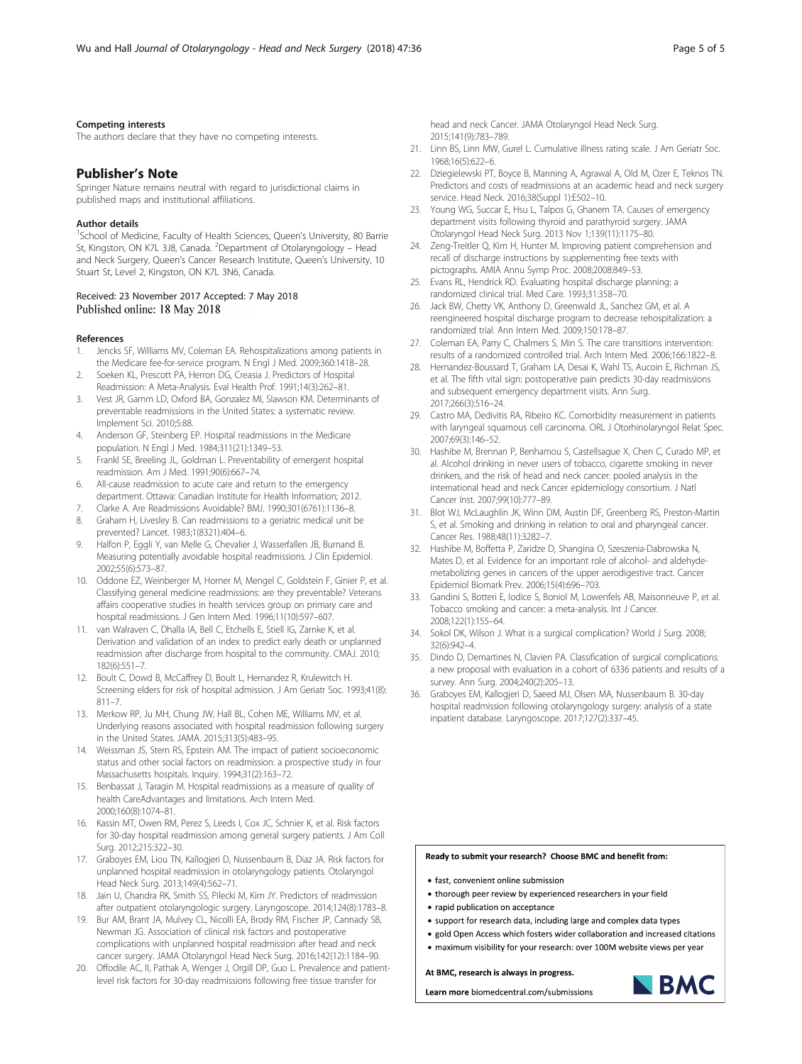#### Competing interests

The authors declare that they have no competing interests.

## Publisher's Note

Springer Nature remains neutral with regard to jurisdictional claims in published maps and institutional affiliations.

#### Author details

[1]School of Medicine, Faculty of Health Sciences, Queen's University, 80 Barrie St, Kingston, ON K7L 3J8, Canada. [2]Department of Otolaryngology – Head and Neck Surgery, Queen's Cancer Research Institute, Queen's University, 10 Stuart St, Level 2, Kingston, ON K7L 3N6, Canada.

Received: 23 November 2017 Accepted: 7 May 2018
Published online: 18 May 2018

#### References

1. Jencks SF, Williams MV, Coleman EA. Rehospitalizations among patients in the Medicare fee-for-service program. N Engl J Med. 2009;360:1418–28.
2. Soeken KL, Prescott PA, Herron DG, Creasia J. Predictors of Hospital Readmission: A Meta-Analysis. Eval Health Prof. 1991;14(3):262–81.
3. Vest JR, Gamm LD, Oxford BA, Gonzalez MI, Slawson KM. Determinants of preventable readmissions in the United States: a systematic review. Implement Sci. 2010;5:88.
4. Anderson GF, Steinberg EP. Hospital readmissions in the Medicare population. N Engl J Med. 1984;311(21):1349–53.
5. Frankl SE, Breeling JL, Goldman L. Preventability of emergent hospital readmission. Am J Med. 1991;90(6):667–74.
6. All-cause readmission to acute care and return to the emergency department. Ottawa: Canadian Institute for Health Information; 2012.
7. Clarke A. Are Readmissions Avoidable? BMJ. 1990;301(6761):1136–8.
8. Graham H, Livesley B. Can readmissions to a geriatric medical unit be prevented? Lancet. 1983;1(8321):404–6.
9. Halfon P, Eggli Y, van Melle G, Chevalier J, Wasserfallen JB, Burnand B. Measuring potentially avoidable hospital readmissions. J Clin Epidemiol. 2002;55(6):573–87.
10. Oddone EZ, Weinberger M, Horner M, Mengel C, Goldstein F, Ginier P, et al. Classifying general medicine readmissions: are they preventable? Veterans affairs cooperative studies in health services group on primary care and hospital readmissions. J Gen Intern Med. 1996;11(10):597–607.
11. van Walraven C, Dhalla IA, Bell C, Etchells E, Stiell IG, Zarnke K, et al. Derivation and validation of an index to predict early death or unplanned readmission after discharge from hospital to the community. CMAJ. 2010; 182(6):551–7.
12. Boult C, Dowd B, McCaffrey D, Boult L, Hernandez R, Krulewitch H. Screening elders for risk of hospital admission. J Am Geriatr Soc. 1993;41(8): 811–7.
13. Merkow RP, Ju MH, Chung JW, Hall BL, Cohen ME, Williams MV, et al. Underlying reasons associated with hospital readmission following surgery in the United States. JAMA. 2015;313(5):483–95.
14. Weissman JS, Stern RS, Epstein AM. The impact of patient socioeconomic status and other social factors on readmission: a prospective study in four Massachusetts hospitals. Inquiry. 1994;31(2):163–72.
15. Benbassat J, Taragin M. Hospital readmissions as a measure of quality of health CareAdvantages and limitations. Arch Intern Med. 2000;160(8):1074–81.
16. Kassin MT, Owen RM, Perez S, Leeds I, Cox JC, Schnier K, et al. Risk factors for 30-day hospital readmission among general surgery patients. J Am Coll Surg. 2012;215:322–30.
17. Graboyes EM, Liou TN, Kallogjeri D, Nussenbaum B, Diaz JA. Risk factors for unplanned hospital readmission in otolaryngology patients. Otolaryngol Head Neck Surg. 2013;149(4):562–71.
18. Jain U, Chandra RK, Smith SS, Pilecki M, Kim JY. Predictors of readmission after outpatient otolaryngologic surgery. Laryngoscope. 2014;124(8):1783–8.
19. Bur AM, Brant JA, Mulvey CL, Nicolli EA, Brody RM, Fischer JP, Cannady SB, Newman JG. Association of clinical risk factors and postoperative complications with unplanned hospital readmission after head and neck cancer surgery. JAMA Otolaryngol Head Neck Surg. 2016;142(12):1184–90.
20. Offodile AC, II, Pathak A, Wenger J, Orgill DP, Guo L. Prevalence and patient-level risk factors for 30-day readmissions following free tissue transfer for head and neck Cancer. JAMA Otolaryngol Head Neck Surg. 2015;141(9):783–789.
21. Linn BS, Linn MW, Gurel L. Cumulative illness rating scale. J Am Geriatr Soc. 1968;16(5):622–6.
22. Dziegielewski PT, Boyce B, Manning A, Agrawal A, Old M, Ozer E, Teknos TN. Predictors and costs of readmissions at an academic head and neck surgery service. Head Neck. 2016;38(Suppl 1):E502–10.
23. Young WG, Succar E, Hsu L, Talpos G, Ghanem TA. Causes of emergency department visits following thyroid and parathyroid surgery. JAMA Otolaryngol Head Neck Surg. 2013 Nov 1;139(11):1175–80.
24. Zeng-Treitler Q, Kim H, Hunter M. Improving patient comprehension and recall of discharge instructions by supplementing free texts with pictographs. AMIA Annu Symp Proc. 2008;2008:849–53.
25. Evans RL, Hendrick RD. Evaluating hospital discharge planning: a randomized clinical trial. Med Care. 1993;31:358–70.
26. Jack BW, Chetty VK, Anthony D, Greenwald JL, Sanchez GM, et al. A reengineered hospital discharge program to decrease rehospitalization: a randomized trial. Ann Intern Med. 2009;150:178–87.
27. Coleman EA, Parry C, Chalmers S, Min S. The care transitions intervention: results of a randomized controlled trial. Arch Intern Med. 2006;166:1822–8.
28. Hernandez-Boussard T, Graham LA, Desai K, Wahl TS, Aucoin E, Richman JS, et al. The fifth vital sign: postoperative pain predicts 30-day readmissions and subsequent emergency department visits. Ann Surg. 2017;266(3):516–24.
29. Castro MA, Dedivitis RA, Ribeiro KC. Comorbidity measurement in patients with laryngeal squamous cell carcinoma. ORL J Otorhinolaryngol Relat Spec. 2007;69(3):146–52.
30. Hashibe M, Brennan P, Benhamou S, Castellsague X, Chen C, Curado MP, et al. Alcohol drinking in never users of tobacco, cigarette smoking in never drinkers, and the risk of head and neck cancer: pooled analysis in the international head and neck Cancer epidemiology consortium. J Natl Cancer Inst. 2007;99(10):777–89.
31. Blot WJ, McLaughlin JK, Winn DM, Austin DF, Greenberg RS, Preston-Martin S, et al. Smoking and drinking in relation to oral and pharyngeal cancer. Cancer Res. 1988;48(11):3282–7.
32. Hashibe M, Boffetta P, Zaridze D, Shangina O, Szeszenia-Dabrowska N, Mates D, et al. Evidence for an important role of alcohol- and aldehyde-metabolizing genes in cancers of the upper aerodigestive tract. Cancer Epidemiol Biomark Prev. 2006;15(4):696–703.
33. Gandini S, Botteri E, Iodice S, Boniol M, Lowenfels AB, Maisonneuve P, et al. Tobacco smoking and cancer: a meta-analysis. Int J Cancer. 2008;122(1):155–64.
34. Sokol DK, Wilson J. What is a surgical complication? World J Surg. 2008; 32(6):942–4.
35. Dindo D, Demartines N, Clavien PA. Classification of surgical complications: a new proposal with evaluation in a cohort of 6336 patients and results of a survey. Ann Surg. 2004;240(2):205–13.
36. Graboyes EM, Kallogjeri D, Saeed MJ, Olsen MA, Nussenbaum B. 30-day hospital readmission following otolaryngology surgery: analysis of a state inpatient database. Laryngoscope. 2017;127(2):337–45.

**Ready to submit your research? Choose BMC and benefit from:**

- fast, convenient online submission
- thorough peer review by experienced researchers in your field
- rapid publication on acceptance
- support for research data, including large and complex data types
- gold Open Access which fosters wider collaboration and increased citations
- maximum visibility for your research: over 100M website views per year

**At BMC, research is always in progress.**

**Learn more** biomedcentral.com/submissions